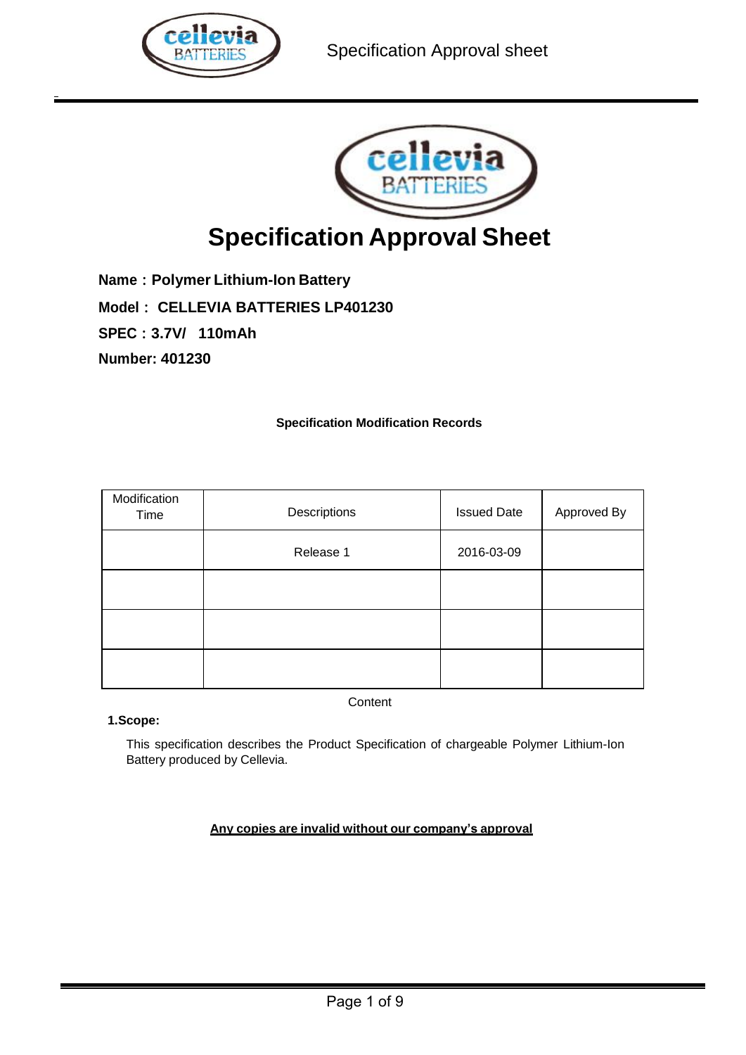# Specification Approval Sheet

**Name：Polymer Lithium-Ion Battery**

**Model： CELLEVIA BATTERIES LP401230**

**SPEC：3.7V/ 110mAh**

**Number: 401230**

**Specification Modification Records**

| Modification Time | Descriptions | Issued Date | Approved By |
|---|---|---|---|
| | Release 1 | 2016-03-09 | |
| | | | |
| | | | |
| | | | |

Content

**1.Scope:**

This specification describes the Product Specification of chargeable Polymer Lithium-Ion Battery produced by Cellevia.

**Any copies are invalid without our company's approval**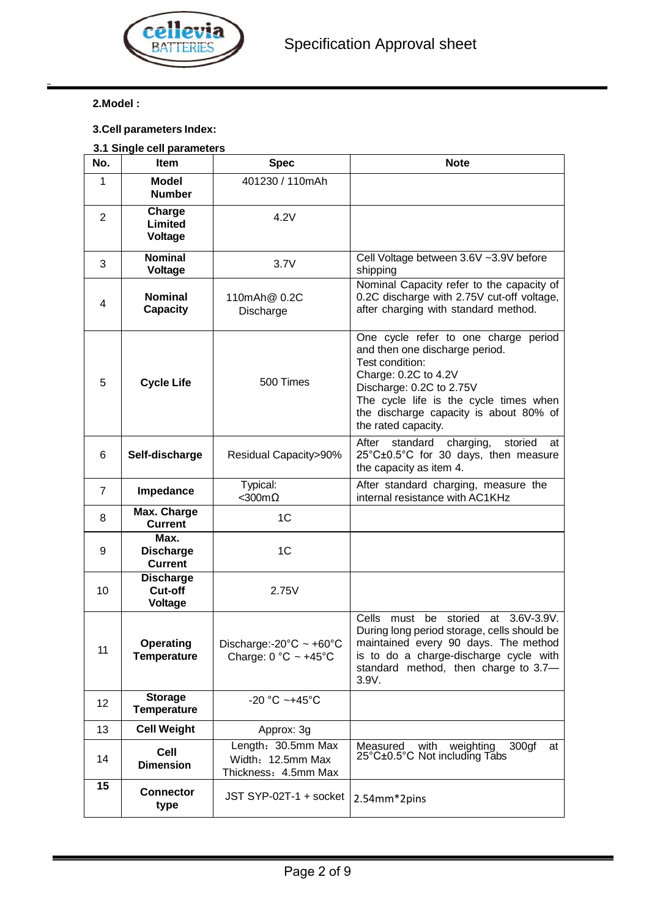## 2.Model :

## 3.Cell parameters Index:

### 3.1 Single cell parameters

| No. | Item | Spec | Note |
|---|---|---|---|
| 1 | **Model Number** | 401230 / 110mAh | |
| 2 | **Charge Limited Voltage** | 4.2V | |
| 3 | **Nominal Voltage** | 3.7V | Cell Voltage between 3.6V ~3.9V before shipping |
| 4 | **Nominal Capacity** | 110mAh@ 0.2C Discharge | Nominal Capacity refer to the capacity of 0.2C discharge with 2.75V cut-off voltage, after charging with standard method. |
| 5 | **Cycle Life** | 500 Times | One cycle refer to one charge period and then one discharge period. Test condition: Charge: 0.2C to 4.2V Discharge: 0.2C to 2.75V The cycle life is the cycle times when the discharge capacity is about 80% of the rated capacity. |
| 6 | **Self-discharge** | Residual Capacity>90% | After standard charging, storied at 25°C±0.5°C for 30 days, then measure the capacity as item 4. |
| 7 | **Impedance** | Typical: <300mΩ | After standard charging, measure the internal resistance with AC1KHz |
| 8 | **Max. Charge Current** | 1C | |
| 9 | **Max. Discharge Current** | 1C | |
| 10 | **Discharge Cut-off Voltage** | 2.75V | |
| 11 | **Operating Temperature** | Discharge:-20°C ~ +60°C Charge: 0 °C ~ +45°C | Cells must be storied at 3.6V-3.9V. During long period storage, cells should be maintained every 90 days. The method is to do a charge-discharge cycle with standard method, then charge to 3.7—3.9V. |
| 12 | **Storage Temperature** | -20 °C ~+45°C | |
| 13 | **Cell Weight** | Approx: 3g | |
| 14 | **Cell Dimension** | Length：30.5mm Max Width：12.5mm Max Thickness：4.5mm Max | Measured with weighting 300gf at 25°C±0.5°C Not including Tabs |
| **15** | **Connector type** | JST SYP-02T-1 + socket | 2.54mm*2pins |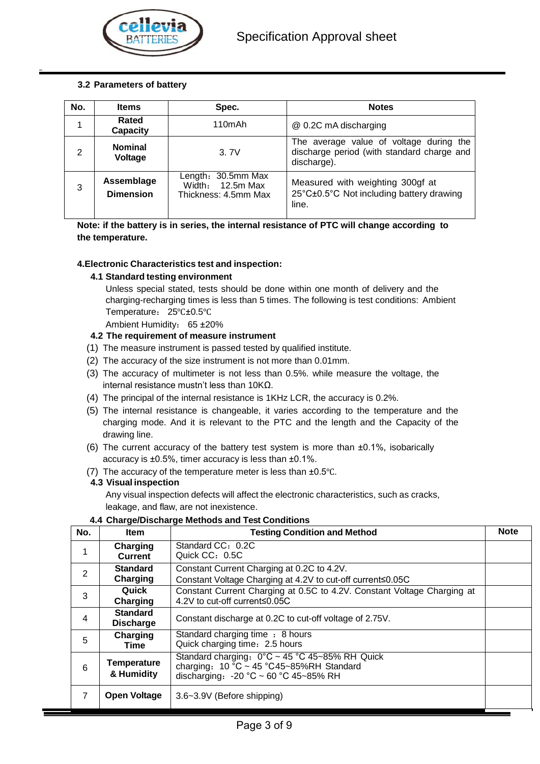### 3.2 Parameters of battery

| No. | Items | Spec. | Notes |
|---|---|---|---|
| 1 | **Rated Capacity** | 110mAh | @ 0.2C mA discharging |
| 2 | **Nominal Voltage** | 3. 7V | The average value of voltage during the discharge period (with standard charge and discharge). |
| 3 | **Assemblage Dimension** | Length：30.5mm Max<br>Width： 12.5m Max<br>Thickness: 4.5mm Max | Measured with weighting 300gf at 25°C±0.5°C Not including battery drawing line. |

**Note: if the battery is in series, the internal resistance of PTC will change according to the temperature.**

### 4.Electronic Characteristics test and inspection:

#### 4.1 Standard testing environment

Unless special stated, tests should be done within one month of delivery and the charging-recharging times is less than 5 times. The following is test conditions: Ambient Temperature： 25℃±0.5℃

Ambient Humidity： 65 ±20%

#### 4.2 The requirement of measure instrument

(1) The measure instrument is passed tested by qualified institute.

(2) The accuracy of the size instrument is not more than 0.01mm.

(3) The accuracy of multimeter is not less than 0.5%. while measure the voltage, the internal resistance mustn't less than 10KΩ.

(4) The principal of the internal resistance is 1KHz LCR, the accuracy is 0.2%.

(5) The internal resistance is changeable, it varies according to the temperature and the charging mode. And it is relevant to the PTC and the length and the Capacity of the drawing line.

(6) The current accuracy of the battery test system is more than ±0.1%, isobarically accuracy is ±0.5%, timer accuracy is less than ±0.1%.

(7) The accuracy of the temperature meter is less than ±0.5℃.

#### 4.3 Visual inspection

Any visual inspection defects will affect the electronic characteristics, such as cracks, leakage, and flaw, are not inexistence.

#### 4.4 Charge/Discharge Methods and Test Conditions

| No. | Item | Testing Condition and Method | Note |
|---|---|---|---|
| 1 | **Charging Current** | Standard CC：0.2C<br>Quick CC：0.5C | |
| 2 | **Standard Charging** | Constant Current Charging at 0.2C to 4.2V.<br>Constant Voltage Charging at 4.2V to cut-off current≤0.05C | |
| 3 | **Quick Charging** | Constant Current Charging at 0.5C to 4.2V. Constant Voltage Charging at 4.2V to cut-off current≤0.05C | |
| 4 | **Standard Discharge** | Constant discharge at 0.2C to cut-off voltage of 2.75V. | |
| 5 | **Charging Time** | Standard charging time ： 8 hours<br>Quick charging time：2.5 hours | |
| 6 | **Temperature & Humidity** | Standard charging：0°C ~ 45 °C 45~85% RH Quick charging：10 °C ~ 45 °C45~85%RH Standard discharging：-20 °C ~ 60 °C 45~85% RH | |
| 7 | **Open Voltage** | 3.6~3.9V (Before shipping) | |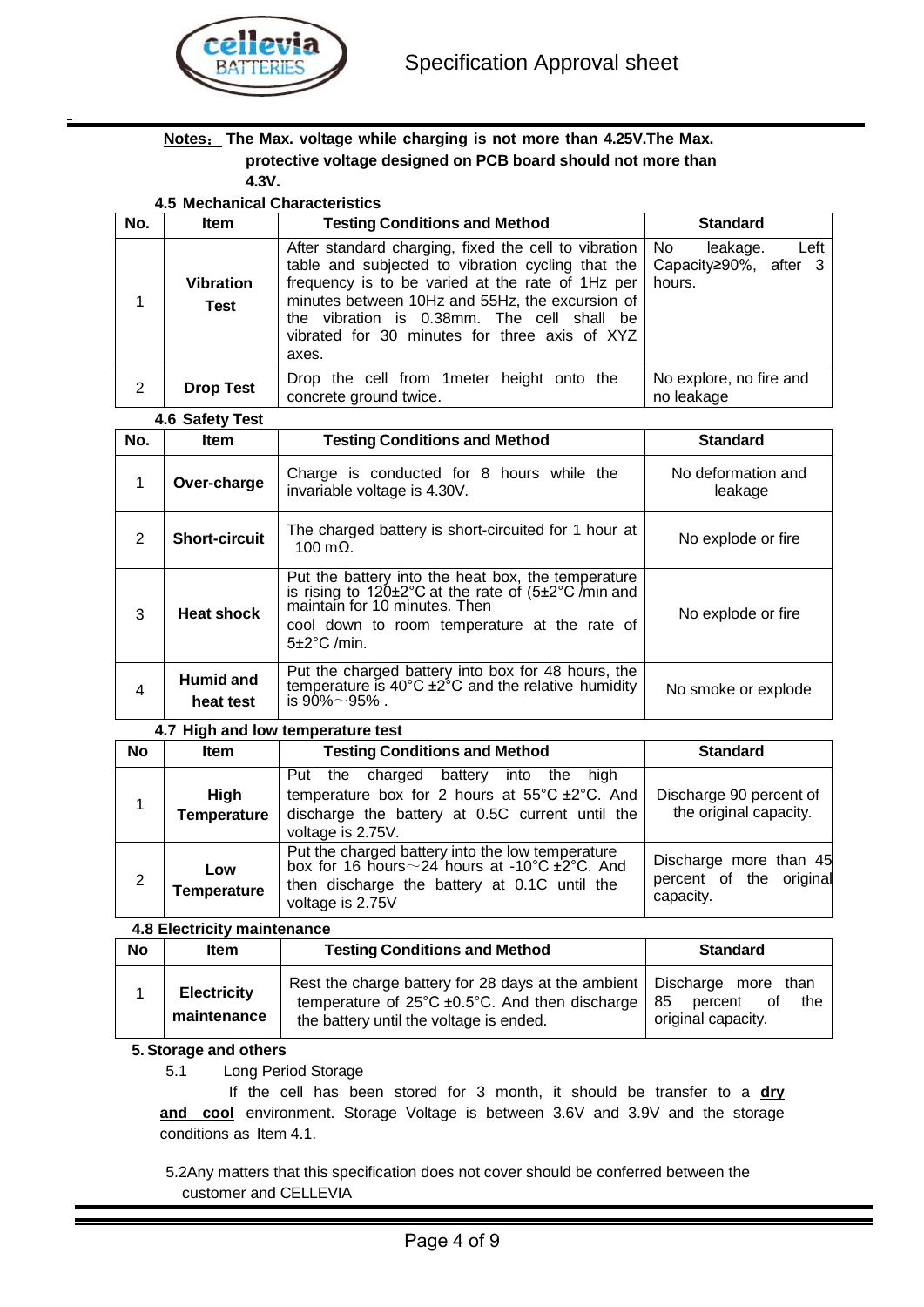**Notes：** **The Max. voltage while charging is not more than 4.25V.The Max. protective voltage designed on PCB board should not more than 4.3V.**

**4.5 Mechanical Characteristics**

| No. | Item | Testing Conditions and Method | Standard |
|---|---|---|---|
| 1 | **Vibration Test** | After standard charging, fixed the cell to vibration table and subjected to vibration cycling that the frequency is to be varied at the rate of 1Hz per minutes between 10Hz and 55Hz, the excursion of the vibration is 0.38mm. The cell shall be vibrated for 30 minutes for three axis of XYZ axes. | No leakage. Left Capacity≥90%, after 3 hours. |
| 2 | **Drop Test** | Drop the cell from 1meter height onto the concrete ground twice. | No explore, no fire and no leakage |

**4.6 Safety Test**

| No. | Item | Testing Conditions and Method | Standard |
|---|---|---|---|
| 1 | **Over-charge** | Charge is conducted for 8 hours while the invariable voltage is 4.30V. | No deformation and leakage |
| 2 | **Short-circuit** | The charged battery is short-circuited for 1 hour at 100 mΩ. | No explode or fire |
| 3 | **Heat shock** | Put the battery into the heat box, the temperature is rising to 120±2°C at the rate of (5±2°C /min and maintain for 10 minutes. Then cool down to room temperature at the rate of 5±2°C /min. | No explode or fire |
| 4 | **Humid and heat test** | Put the charged battery into box for 48 hours, the temperature is 40°C ±2°C and the relative humidity is 90%～95% . | No smoke or explode |

**4.7 High and low temperature test**

| No | Item | Testing Conditions and Method | Standard |
|---|---|---|---|
| 1 | **High Temperature** | Put the charged battery into the high temperature box for 2 hours at 55°C ±2°C. And discharge the battery at 0.5C current until the voltage is 2.75V. | Discharge 90 percent of the original capacity. |
| 2 | **Low Temperature** | Put the charged battery into the low temperature box for 16 hours～24 hours at -10°C ±2°C. And then discharge the battery at 0.1C until the voltage is 2.75V | Discharge more than 45 percent of the original capacity. |

**4.8 Electricity maintenance**

| No | Item | Testing Conditions and Method | Standard |
|---|---|---|---|
| 1 | **Electricity maintenance** | Rest the charge battery for 28 days at the ambient temperature of 25°C ±0.5°C. And then discharge the battery until the voltage is ended. | Discharge more than 85 percent of the original capacity. |

**5. Storage and others**

5.1 Long Period Storage

If the cell has been stored for 3 month, it should be transfer to a **dry and cool** environment. Storage Voltage is between 3.6V and 3.9V and the storage conditions as Item 4.1.

5.2Any matters that this specification does not cover should be conferred between the customer and CELLEVIA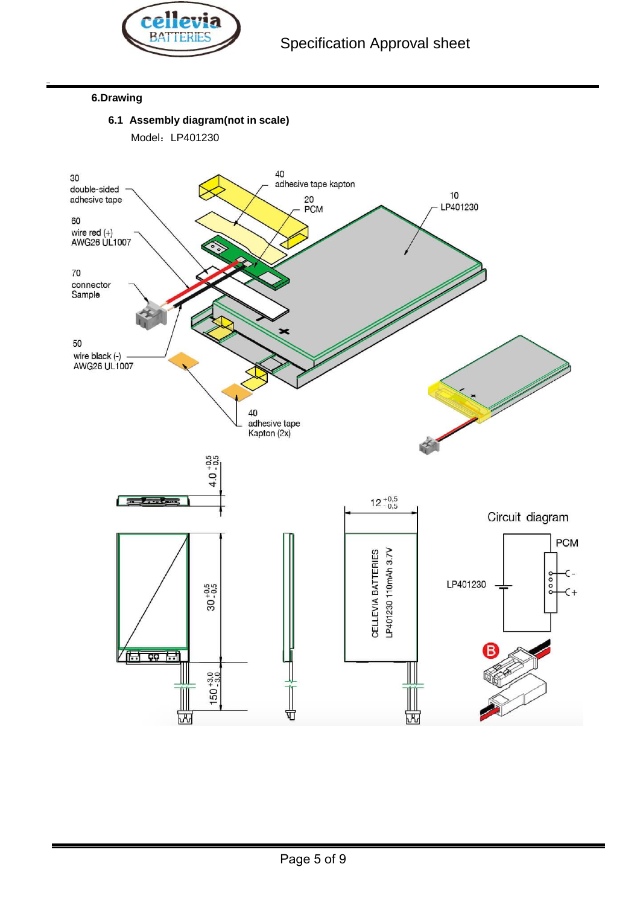## 6.Drawing

### 6.1 Assembly diagram(not in scale)

Model：LP401230

30 double-sided adhesive tape

40 adhesive tape kapton

20 PCM

10 LP401230

60 wire red (+) AWG26 UL1007

70 connector Sample

50 wire black (-) AWG26 UL1007

40 adhesive tape Kapton (2x)

$4.0^{+0.5}_{-0.5}$

$12^{+0.5}_{-0.5}$

$30^{+0.5}_{-0.5}$

$150^{+3.0}_{-3.0}$

CELLEVIA BATTERIES

LP401230 110mAh 3.7V

Circuit diagram

PCM

LP401230

C-

C+

B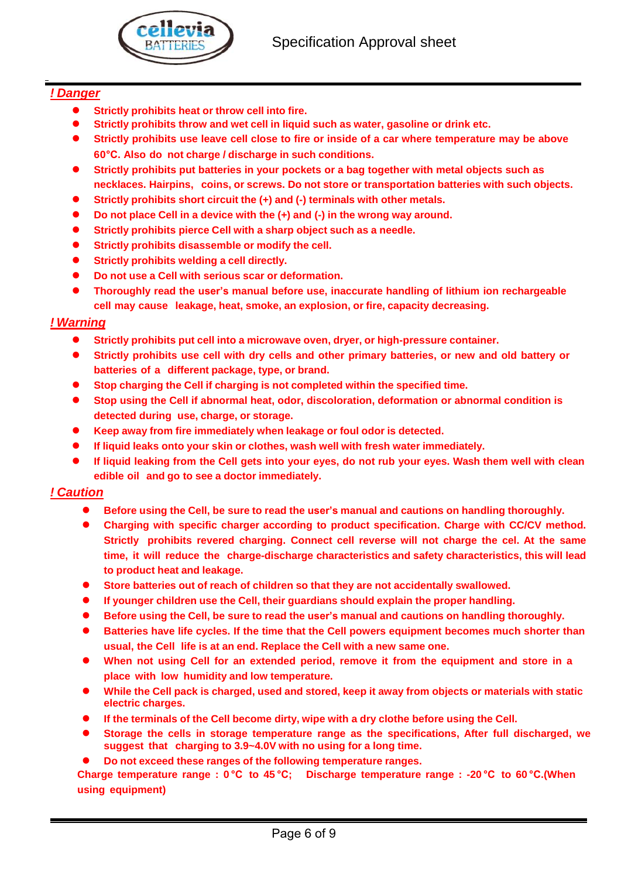## *! Danger*

- **Strictly prohibits heat or throw cell into fire.**
- **Strictly prohibits throw and wet cell in liquid such as water, gasoline or drink etc.**
- **Strictly prohibits use leave cell close to fire or inside of a car where temperature may be above 60°C. Also do not charge / discharge in such conditions.**
- **Strictly prohibits put batteries in your pockets or a bag together with metal objects such as necklaces. Hairpins, coins, or screws. Do not store or transportation batteries with such objects.**
- **Strictly prohibits short circuit the (+) and (-) terminals with other metals.**
- **Do not place Cell in a device with the (+) and (-) in the wrong way around.**
- **Strictly prohibits pierce Cell with a sharp object such as a needle.**
- **Strictly prohibits disassemble or modify the cell.**
- **Strictly prohibits welding a cell directly.**
- **Do not use a Cell with serious scar or deformation.**
- **Thoroughly read the user's manual before use, inaccurate handling of lithium ion rechargeable cell may cause leakage, heat, smoke, an explosion, or fire, capacity decreasing.**

## *! Warning*

- **Strictly prohibits put cell into a microwave oven, dryer, or high-pressure container.**
- **Strictly prohibits use cell with dry cells and other primary batteries, or new and old battery or batteries of a different package, type, or brand.**
- **Stop charging the Cell if charging is not completed within the specified time.**
- **Stop using the Cell if abnormal heat, odor, discoloration, deformation or abnormal condition is detected during use, charge, or storage.**
- **Keep away from fire immediately when leakage or foul odor is detected.**
- **If liquid leaks onto your skin or clothes, wash well with fresh water immediately.**
- **If liquid leaking from the Cell gets into your eyes, do not rub your eyes. Wash them well with clean edible oil and go to see a doctor immediately.**

## *! Caution*

- **Before using the Cell, be sure to read the user's manual and cautions on handling thoroughly.**
- **Charging with specific charger according to product specification. Charge with CC/CV method. Strictly prohibits revered charging. Connect cell reverse will not charge the cel. At the same time, it will reduce the charge-discharge characteristics and safety characteristics, this will lead to product heat and leakage.**
- **Store batteries out of reach of children so that they are not accidentally swallowed.**
- **If younger children use the Cell, their guardians should explain the proper handling.**
- **Before using the Cell, be sure to read the user's manual and cautions on handling thoroughly.**
- **Batteries have life cycles. If the time that the Cell powers equipment becomes much shorter than usual, the Cell life is at an end. Replace the Cell with a new same one.**
- **When not using Cell for an extended period, remove it from the equipment and store in a place with low humidity and low temperature.**
- **While the Cell pack is charged, used and stored, keep it away from objects or materials with static electric charges.**
- **If the terminals of the Cell become dirty, wipe with a dry clothe before using the Cell.**
- **Storage the cells in storage temperature range as the specifications, After full discharged, we suggest that charging to 3.9~4.0V with no using for a long time.**
- **Do not exceed these ranges of the following temperature ranges.**

**Charge temperature range : 0°C to 45°C; Discharge temperature range : -20°C to 60°C.(When using equipment)**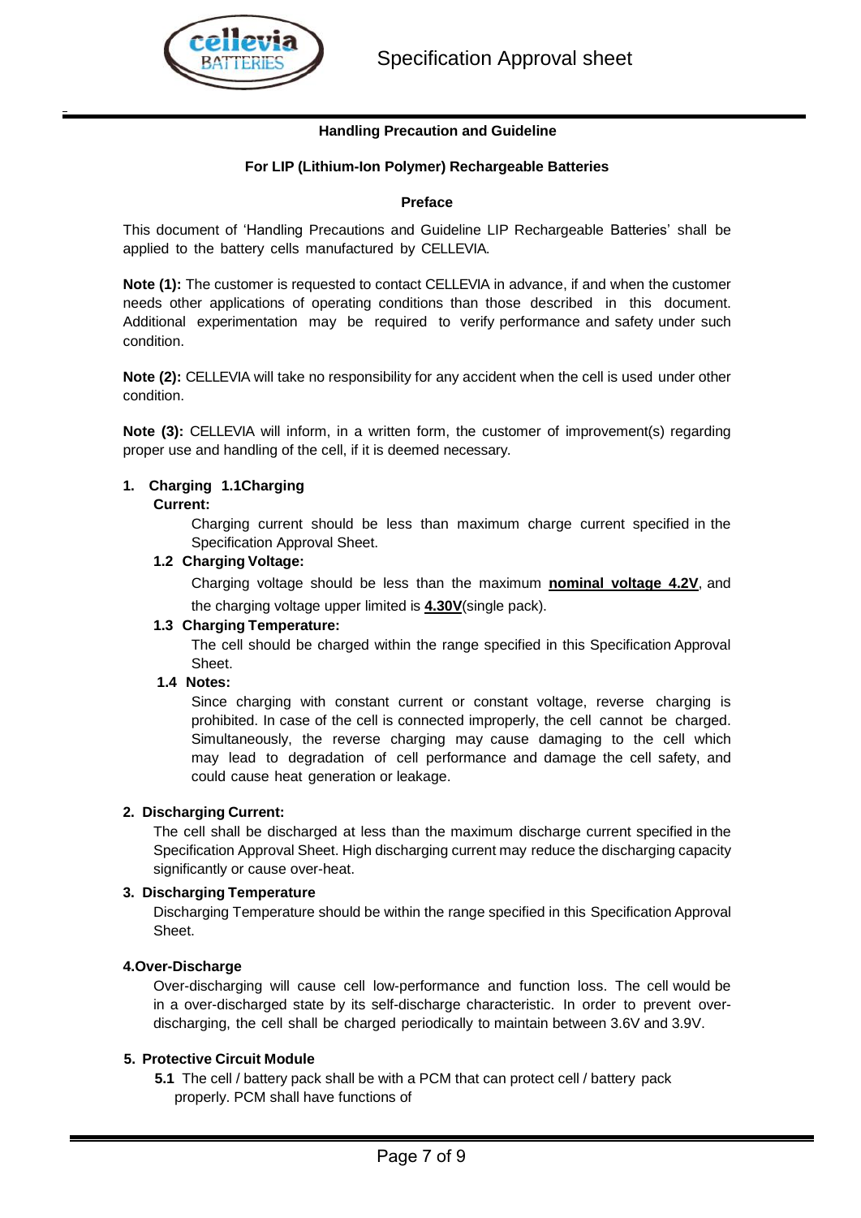**Handling Precaution and Guideline**

**For LIP (Lithium-Ion Polymer) Rechargeable Batteries**

**Preface**

This document of 'Handling Precautions and Guideline LIP Rechargeable Batteries' shall be applied to the battery cells manufactured by CELLEVIA.

**Note (1):** The customer is requested to contact CELLEVIA in advance, if and when the customer needs other applications of operating conditions than those described in this document. Additional experimentation may be required to verify performance and safety under such condition.

**Note (2):** CELLEVIA will take no responsibility for any accident when the cell is used under other condition.

**Note (3):** CELLEVIA will inform, in a written form, the customer of improvement(s) regarding proper use and handling of the cell, if it is deemed necessary.

**1. Charging 1.1Charging Current:**

Charging current should be less than maximum charge current specified in the Specification Approval Sheet.

**1.2 Charging Voltage:**

Charging voltage should be less than the maximum **nominal voltage 4.2V**, and the charging voltage upper limited is **4.30V**(single pack).

**1.3 Charging Temperature:**

The cell should be charged within the range specified in this Specification Approval Sheet.

**1.4 Notes:**

Since charging with constant current or constant voltage, reverse charging is prohibited. In case of the cell is connected improperly, the cell cannot be charged. Simultaneously, the reverse charging may cause damaging to the cell which may lead to degradation of cell performance and damage the cell safety, and could cause heat generation or leakage.

**2. Discharging Current:**

The cell shall be discharged at less than the maximum discharge current specified in the Specification Approval Sheet. High discharging current may reduce the discharging capacity significantly or cause over-heat.

**3. Discharging Temperature**

Discharging Temperature should be within the range specified in this Specification Approval Sheet.

**4.Over-Discharge**

Over-discharging will cause cell low-performance and function loss. The cell would be in a over-discharged state by its self-discharge characteristic. In order to prevent over-discharging, the cell shall be charged periodically to maintain between 3.6V and 3.9V.

**5. Protective Circuit Module**

**5.1** The cell / battery pack shall be with a PCM that can protect cell / battery pack properly. PCM shall have functions of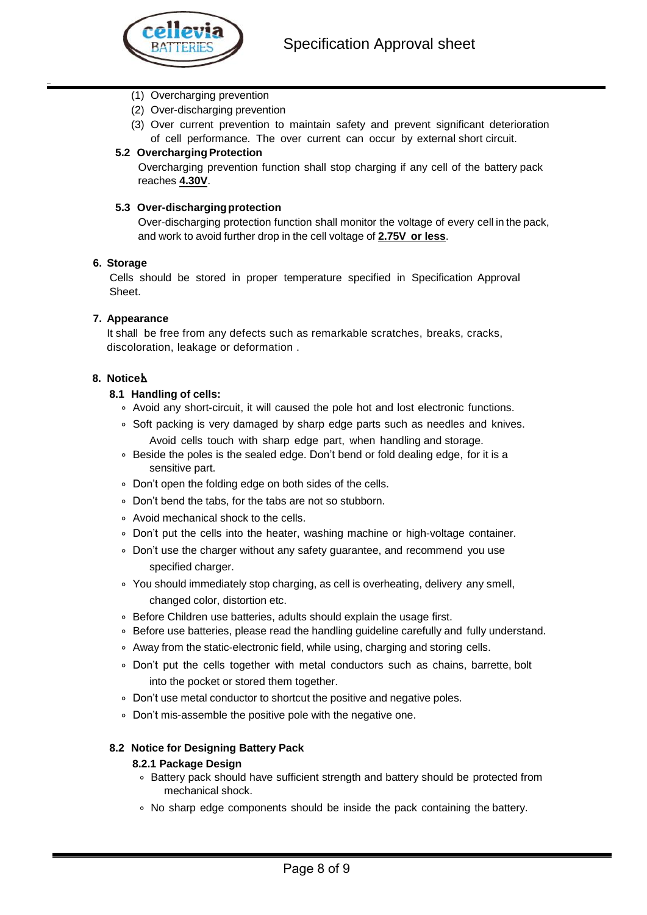(1) Overcharging prevention
(2) Over-discharging prevention
(3) Over current prevention to maintain safety and prevent significant deterioration of cell performance. The over current can occur by external short circuit.

### 5.2 Overcharging Protection

Overcharging prevention function shall stop charging if any cell of the battery pack reaches **4.30V**.

### 5.3 Over-discharging protection

Over-discharging protection function shall monitor the voltage of every cell in the pack, and work to avoid further drop in the cell voltage of **2.75V or less**.

## 6. Storage

Cells should be stored in proper temperature specified in Specification Approval Sheet.

## 7. Appearance

It shall be free from any defects such as remarkable scratches, breaks, cracks, discoloration, leakage or deformation .

## 8. Notice⚠

### 8.1 Handling of cells:

- Avoid any short-circuit, it will caused the pole hot and lost electronic functions.
- Soft packing is very damaged by sharp edge parts such as needles and knives. Avoid cells touch with sharp edge part, when handling and storage.
- Beside the poles is the sealed edge. Don't bend or fold dealing edge, for it is a sensitive part.
- Don't open the folding edge on both sides of the cells.
- Don't bend the tabs, for the tabs are not so stubborn.
- Avoid mechanical shock to the cells.
- Don't put the cells into the heater, washing machine or high-voltage container.
- Don't use the charger without any safety guarantee, and recommend you use specified charger.
- You should immediately stop charging, as cell is overheating, delivery any smell, changed color, distortion etc.
- Before Children use batteries, adults should explain the usage first.
- Before use batteries, please read the handling guideline carefully and fully understand.
- Away from the static-electronic field, while using, charging and storing cells.
- Don't put the cells together with metal conductors such as chains, barrette, bolt into the pocket or stored them together.
- Don't use metal conductor to shortcut the positive and negative poles.
- Don't mis-assemble the positive pole with the negative one.

### 8.2 Notice for Designing Battery Pack

#### 8.2.1 Package Design

- Battery pack should have sufficient strength and battery should be protected from mechanical shock.
- No sharp edge components should be inside the pack containing the battery.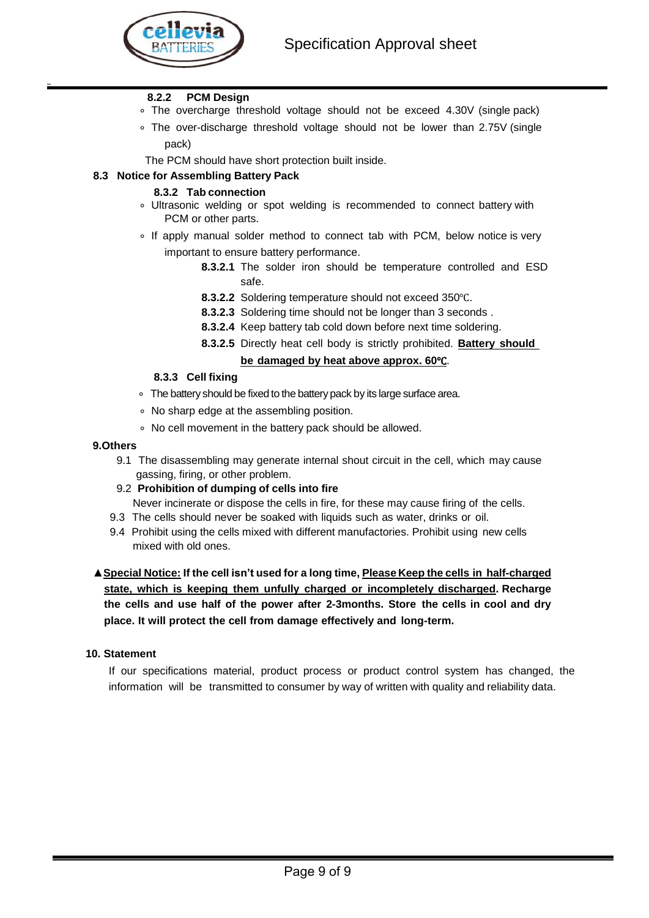#### 8.2.2 PCM Design

- The overcharge threshold voltage should not be exceed 4.30V (single pack)
- The over-discharge threshold voltage should not be lower than 2.75V (single pack)

The PCM should have short protection built inside.

### 8.3 Notice for Assembling Battery Pack

#### 8.3.2 Tab connection

- Ultrasonic welding or spot welding is recommended to connect battery with PCM or other parts.
- If apply manual solder method to connect tab with PCM, below notice is very important to ensure battery performance.

**8.3.2.1** The solder iron should be temperature controlled and ESD safe.

**8.3.2.2** Soldering temperature should not exceed 350℃.

**8.3.2.3** Soldering time should not be longer than 3 seconds .

**8.3.2.4** Keep battery tab cold down before next time soldering.

**8.3.2.5** Directly heat cell body is strictly prohibited. **Battery should be damaged by heat above approx. 60℃**.

#### 8.3.3 Cell fixing

- The battery should be fixed to the battery pack by its large surface area.
- No sharp edge at the assembling position.
- No cell movement in the battery pack should be allowed.

## 9.Others

9.1 The disassembling may generate internal shout circuit in the cell, which may cause gassing, firing, or other problem.

9.2 **Prohibition of dumping of cells into fire**

Never incinerate or dispose the cells in fire, for these may cause firing of the cells.

9.3 The cells should never be soaked with liquids such as water, drinks or oil.

9.4 Prohibit using the cells mixed with different manufactories. Prohibit using new cells mixed with old ones.

▲**Special Notice: If the cell isn't used for a long time, Please Keep the cells in half-charged state, which is keeping them unfully charged or incompletely discharged. Recharge the cells and use half of the power after 2-3months. Store the cells in cool and dry place. It will protect the cell from damage effectively and long-term.**

## 10. Statement

If our specifications material, product process or product control system has changed, the information will be transmitted to consumer by way of written with quality and reliability data.